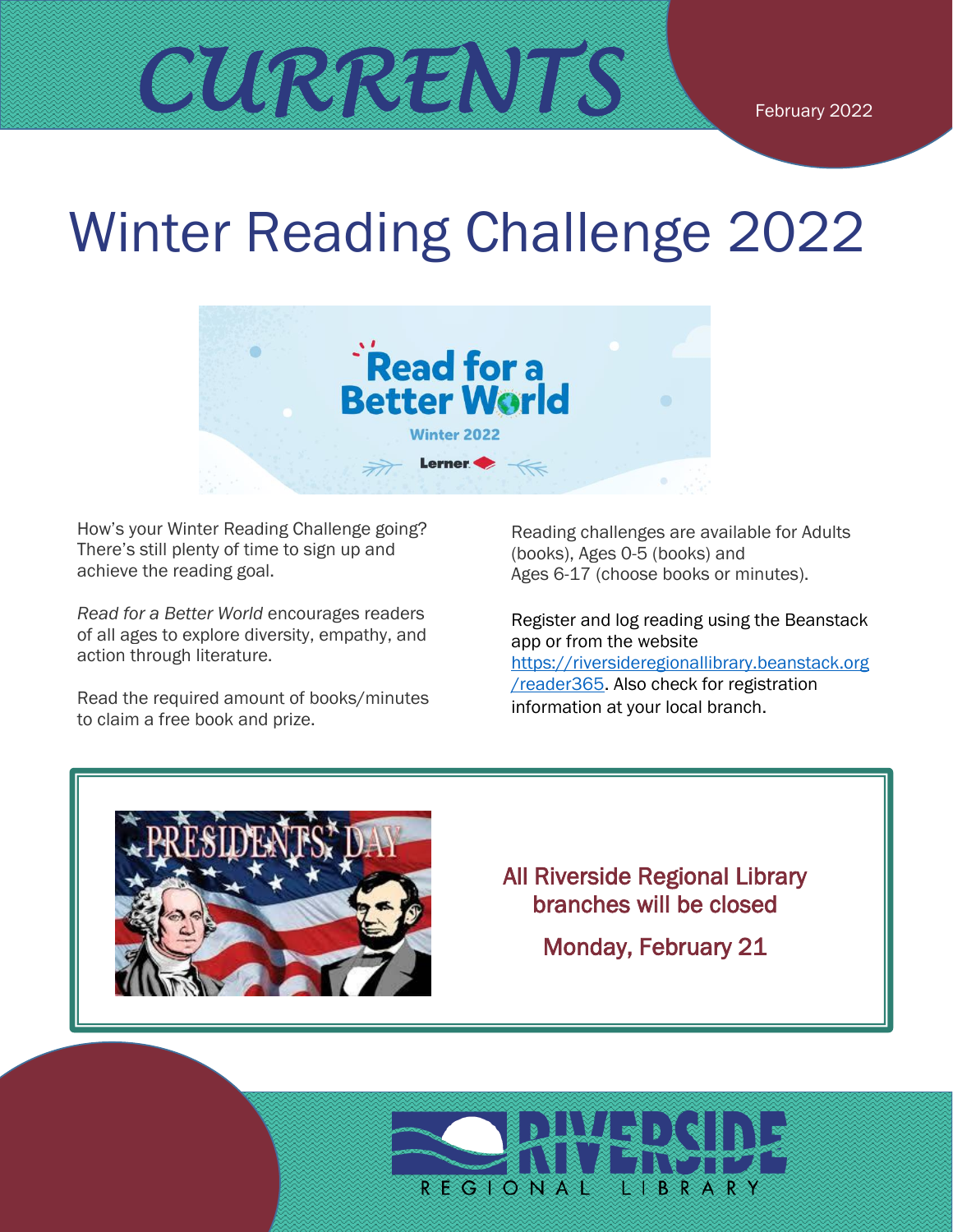# CURRENTS

February 2022

# Winter Reading Challenge 2022

How's your Winter Reading Challenge going? There's still plenty of time to sign up and achieve the reading goal.

*Read for a Better World* encourages readers of all ages to explore diversity, empathy, and action through literature.

Read the required amount of books/minutes to claim a free book and prize.

Reading challenges are available for Adults (books), Ages 0-5 (books) and Ages 6-17 (choose books or minutes).

Register and log reading using the Beanstack app or from the website https://riversideregionallibrary.beanstack.org/reader365. Also check for registration information at your local branch.

All Riverside Regional Library branches will be closed

Monday, February 21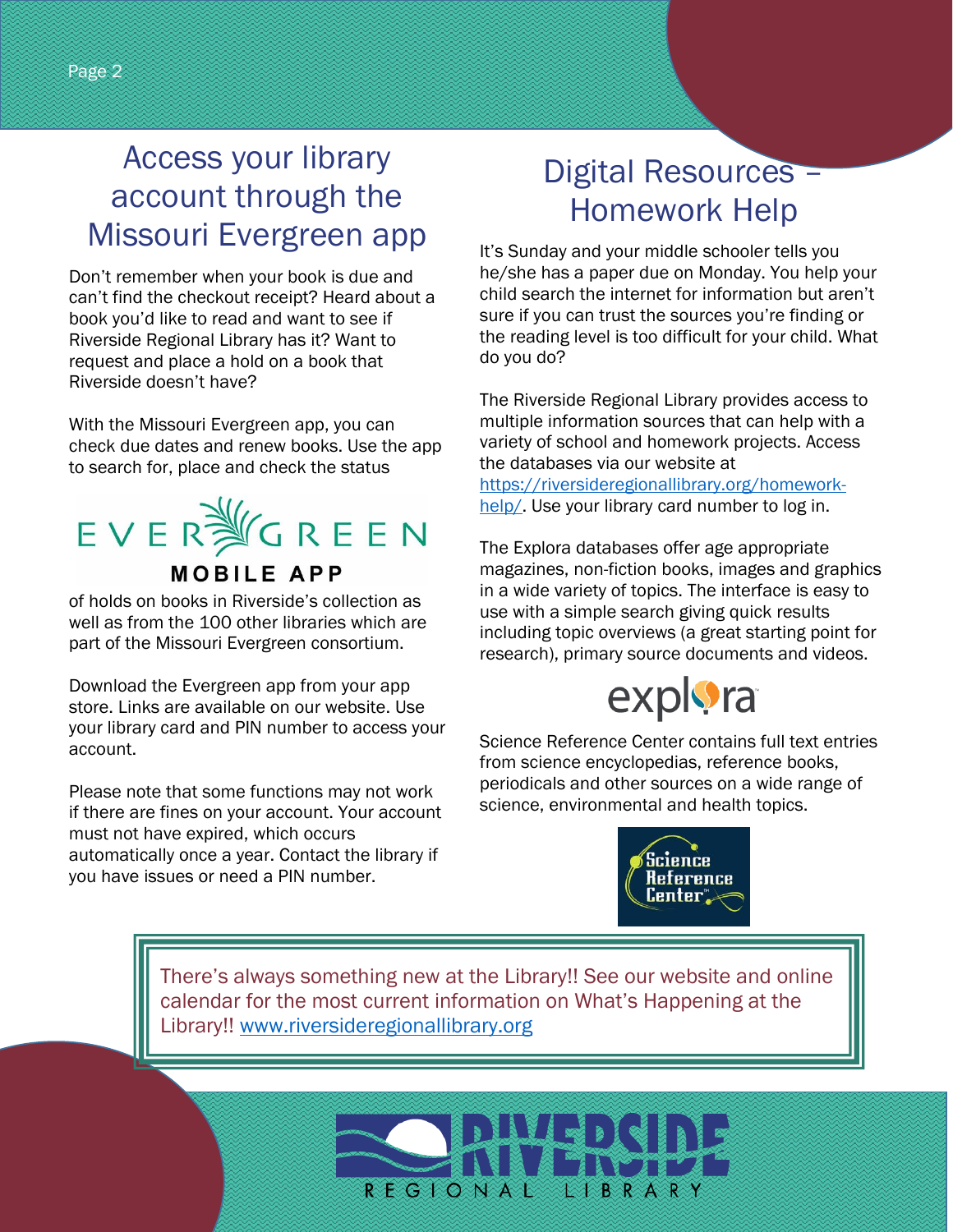# Access your library account through the Missouri Evergreen app

Don't remember when your book is due and can't find the checkout receipt? Heard about a book you'd like to read and want to see if Riverside Regional Library has it? Want to request and place a hold on a book that Riverside doesn't have?

With the Missouri Evergreen app, you can check due dates and renew books. Use the app to search for, place and check the status of holds on books in Riverside's collection as well as from the 100 other libraries which are part of the Missouri Evergreen consortium.

Download the Evergreen app from your app store. Links are available on our website. Use your library card and PIN number to access your account.

Please note that some functions may not work if there are fines on your account. Your account must not have expired, which occurs automatically once a year. Contact the library if you have issues or need a PIN number.

# Digital Resources – Homework Help

It's Sunday and your middle schooler tells you he/she has a paper due on Monday. You help your child search the internet for information but aren't sure if you can trust the sources you're finding or the reading level is too difficult for your child. What do you do?

The Riverside Regional Library provides access to multiple information sources that can help with a variety of school and homework projects. Access the databases via our website at https://riversideregionallibrary.org/homework-help/. Use your library card number to log in.

The Explora databases offer age appropriate magazines, non-fiction books, images and graphics in a wide variety of topics. The interface is easy to use with a simple search giving quick results including topic overviews (a great starting point for research), primary source documents and videos.

Science Reference Center contains full text entries from science encyclopedias, reference books, periodicals and other sources on a wide range of science, environmental and health topics.

There's always something new at the Library!! See our website and online calendar for the most current information on What's Happening at the Library!! www.riversideregionallibrary.org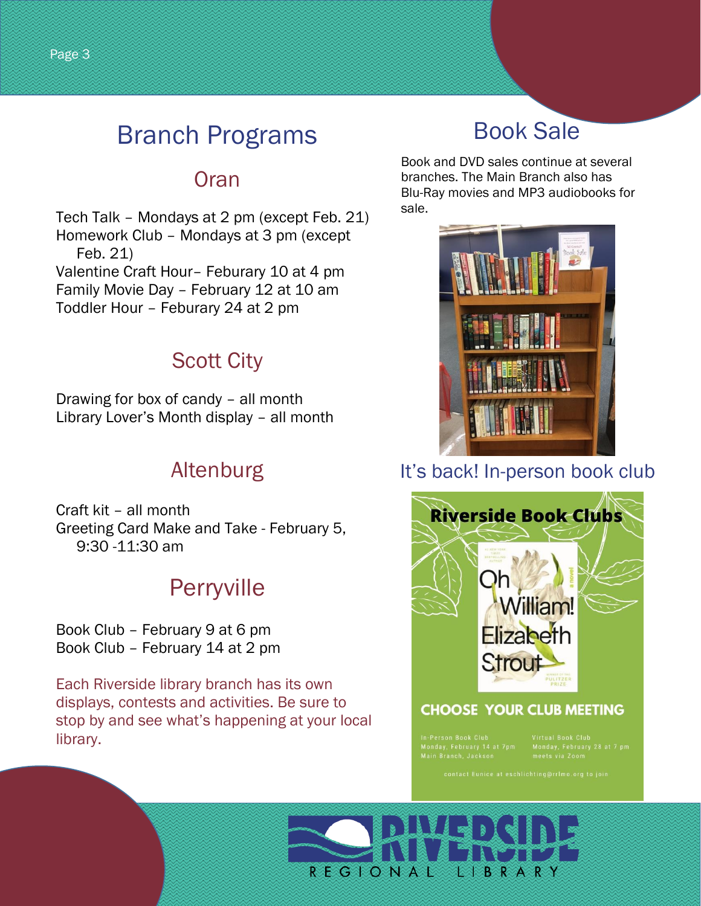# Branch Programs

## Oran

Tech Talk – Mondays at 2 pm (except Feb. 21)
Homework Club – Mondays at 3 pm (except Feb. 21)
Valentine Craft Hour– Feburary 10 at 4 pm
Family Movie Day – February 12 at 10 am
Toddler Hour – Feburary 24 at 2 pm

## Scott City

Drawing for box of candy – all month
Library Lover's Month display – all month

## Altenburg

Craft kit – all month
Greeting Card Make and Take - February 5, 9:30 -11:30 am

## Perryville

Book Club – February 9 at 6 pm
Book Club – February 14 at 2 pm

Each Riverside library branch has its own displays, contests and activities. Be sure to stop by and see what's happening at your local library.

# Book Sale

Book and DVD sales continue at several branches. The Main Branch also has Blu-Ray movies and MP3 audiobooks for sale.

## It's back! In-person book club

**Riverside Book Clubs**

Oh William! Elizabeth Strout

**CHOOSE YOUR CLUB MEETING**

In-Person Book Club
Monday, February 14 at 7pm
Main Branch, Jackson

Virtual Book Club
Monday, February 28 at 7 pm
meets via Zoom

contact Eunice at eschlichting@rrlmo.org to join

RIVERSIDE REGIONAL LIBRARY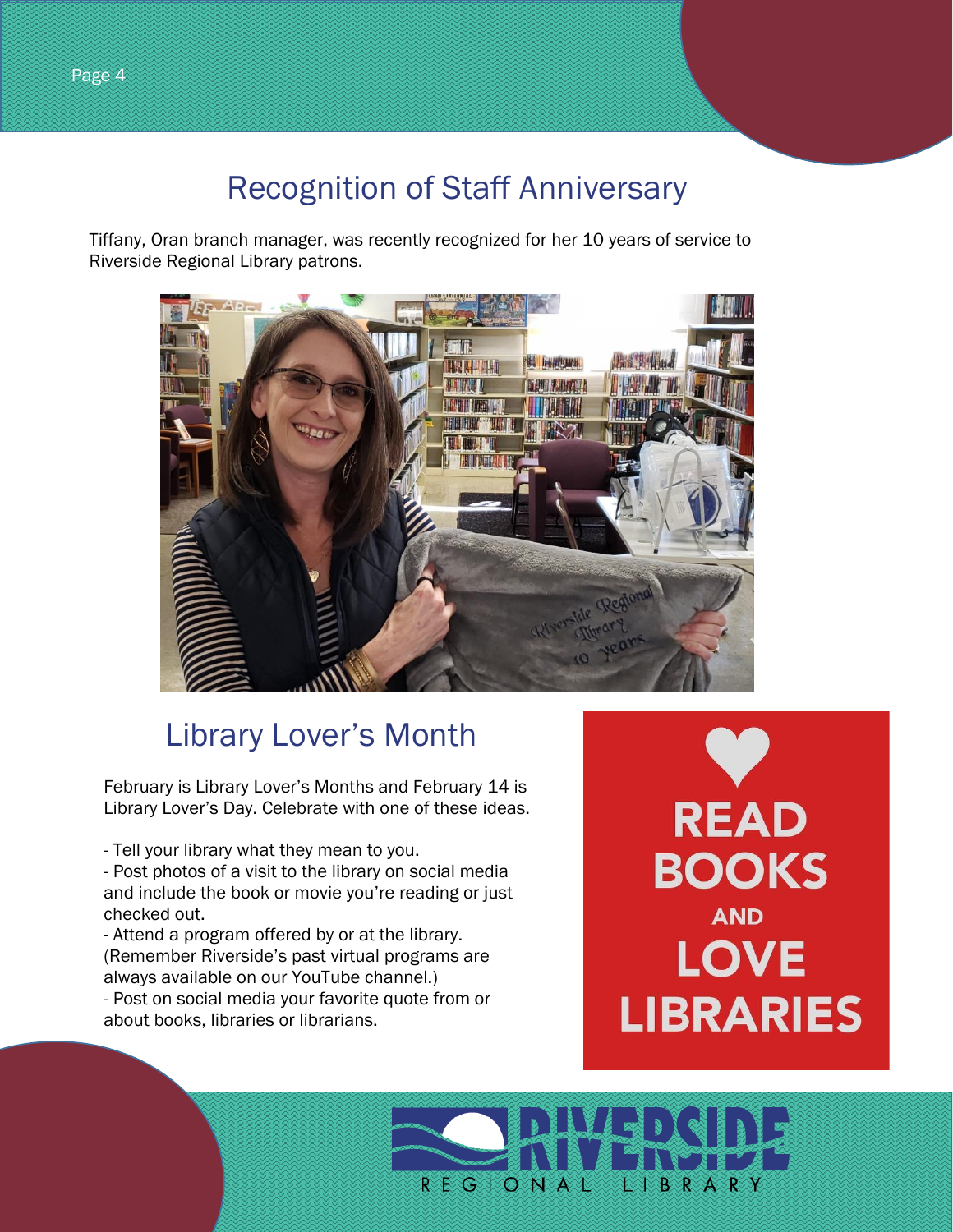## Recognition of Staff Anniversary

Tiffany, Oran branch manager, was recently recognized for her 10 years of service to Riverside Regional Library patrons.

## Library Lover's Month

February is Library Lover's Months and February 14 is Library Lover's Day. Celebrate with one of these ideas.

- Tell your library what they mean to you.
- Post photos of a visit to the library on social media and include the book or movie you're reading or just checked out.
- Attend a program offered by or at the library. (Remember Riverside's past virtual programs are always available on our YouTube channel.)
- Post on social media your favorite quote from or about books, libraries or librarians.

READ BOOKS AND LOVE LIBRARIES

RIVERSIDE REGIONAL LIBRARY